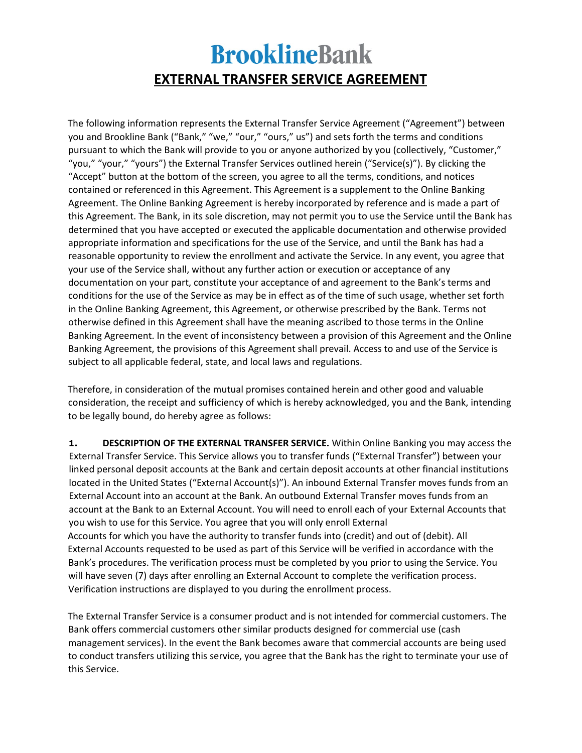# BrooklineBank

## EXTERNAL TRANSFER SERVICE AGREEMENT

The following information represents the External Transfer Service Agreement ("Agreement") between you and Brookline Bank ("Bank," "we," "our," "ours," us") and sets forth the terms and conditions pursuant to which the Bank will provide to you or anyone authorized by you (collectively, "Customer," "you," "your," "yours") the External Transfer Services outlined herein ("Service(s)"). By clicking the "Accept" button at the bottom of the screen, you agree to all the terms, conditions, and notices contained or referenced in this Agreement. This Agreement is a supplement to the Online Banking Agreement. The Online Banking Agreement is hereby incorporated by reference and is made a part of this Agreement. The Bank, in its sole discretion, may not permit you to use the Service until the Bank has determined that you have accepted or executed the applicable documentation and otherwise provided appropriate information and specifications for the use of the Service, and until the Bank has had a reasonable opportunity to review the enrollment and activate the Service. In any event, you agree that your use of the Service shall, without any further action or execution or acceptance of any documentation on your part, constitute your acceptance of and agreement to the Bank's terms and conditions for the use of the Service as may be in effect as of the time of such usage, whether set forth in the Online Banking Agreement, this Agreement, or otherwise prescribed by the Bank. Terms not otherwise defined in this Agreement shall have the meaning ascribed to those terms in the Online Banking Agreement. In the event of inconsistency between a provision of this Agreement and the Online Banking Agreement, the provisions of this Agreement shall prevail. Access to and use of the Service is subject to all applicable federal, state, and local laws and regulations.

Therefore, in consideration of the mutual promises contained herein and other good and valuable consideration, the receipt and sufficiency of which is hereby acknowledged, you and the Bank, intending to be legally bound, do hereby agree as follows:

**1. DESCRIPTION OF THE EXTERNAL TRANSFER SERVICE.** Within Online Banking you may access the External Transfer Service. This Service allows you to transfer funds ("External Transfer") between your linked personal deposit accounts at the Bank and certain deposit accounts at other financial institutions located in the United States ("External Account(s)"). An inbound External Transfer moves funds from an External Account into an account at the Bank. An outbound External Transfer moves funds from an account at the Bank to an External Account. You will need to enroll each of your External Accounts that you wish to use for this Service. You agree that you will only enroll External Accounts for which you have the authority to transfer funds into (credit) and out of (debit). All External Accounts requested to be used as part of this Service will be verified in accordance with the Bank's procedures. The verification process must be completed by you prior to using the Service. You will have seven (7) days after enrolling an External Account to complete the verification process. Verification instructions are displayed to you during the enrollment process.

The External Transfer Service is a consumer product and is not intended for commercial customers. The Bank offers commercial customers other similar products designed for commercial use (cash management services). In the event the Bank becomes aware that commercial accounts are being used to conduct transfers utilizing this service, you agree that the Bank has the right to terminate your use of this Service.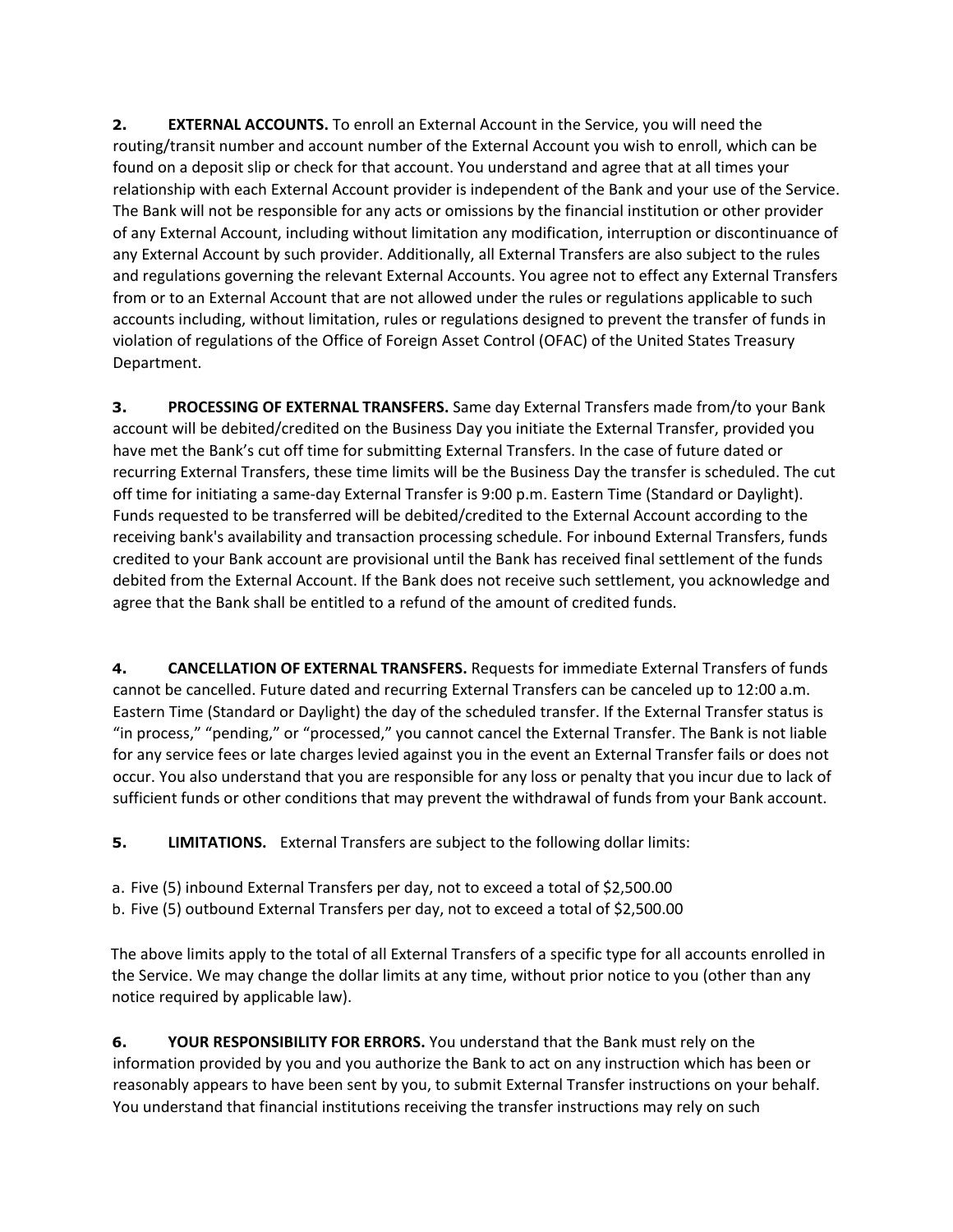**2. EXTERNAL ACCOUNTS.** To enroll an External Account in the Service, you will need the routing/transit number and account number of the External Account you wish to enroll, which can be found on a deposit slip or check for that account. You understand and agree that at all times your relationship with each External Account provider is independent of the Bank and your use of the Service. The Bank will not be responsible for any acts or omissions by the financial institution or other provider of any External Account, including without limitation any modification, interruption or discontinuance of any External Account by such provider. Additionally, all External Transfers are also subject to the rules and regulations governing the relevant External Accounts. You agree not to effect any External Transfers from or to an External Account that are not allowed under the rules or regulations applicable to such accounts including, without limitation, rules or regulations designed to prevent the transfer of funds in violation of regulations of the Office of Foreign Asset Control (OFAC) of the United States Treasury Department.

**3. PROCESSING OF EXTERNAL TRANSFERS.** Same day External Transfers made from/to your Bank account will be debited/credited on the Business Day you initiate the External Transfer, provided you have met the Bank's cut off time for submitting External Transfers. In the case of future dated or recurring External Transfers, these time limits will be the Business Day the transfer is scheduled. The cut off time for initiating a same-day External Transfer is 9:00 p.m. Eastern Time (Standard or Daylight). Funds requested to be transferred will be debited/credited to the External Account according to the receiving bank's availability and transaction processing schedule. For inbound External Transfers, funds credited to your Bank account are provisional until the Bank has received final settlement of the funds debited from the External Account. If the Bank does not receive such settlement, you acknowledge and agree that the Bank shall be entitled to a refund of the amount of credited funds.

**4. CANCELLATION OF EXTERNAL TRANSFERS.** Requests for immediate External Transfers of funds cannot be cancelled. Future dated and recurring External Transfers can be canceled up to 12:00 a.m. Eastern Time (Standard or Daylight) the day of the scheduled transfer. If the External Transfer status is "in process," "pending," or "processed," you cannot cancel the External Transfer. The Bank is not liable for any service fees or late charges levied against you in the event an External Transfer fails or does not occur. You also understand that you are responsible for any loss or penalty that you incur due to lack of sufficient funds or other conditions that may prevent the withdrawal of funds from your Bank account.

**5. LIMITATIONS.** External Transfers are subject to the following dollar limits:

a. Five (5) inbound External Transfers per day, not to exceed a total of $2,500.00
b. Five (5) outbound External Transfers per day, not to exceed a total of $2,500.00

The above limits apply to the total of all External Transfers of a specific type for all accounts enrolled in the Service. We may change the dollar limits at any time, without prior notice to you (other than any notice required by applicable law).

**6. YOUR RESPONSIBILITY FOR ERRORS.** You understand that the Bank must rely on the information provided by you and you authorize the Bank to act on any instruction which has been or reasonably appears to have been sent by you, to submit External Transfer instructions on your behalf. You understand that financial institutions receiving the transfer instructions may rely on such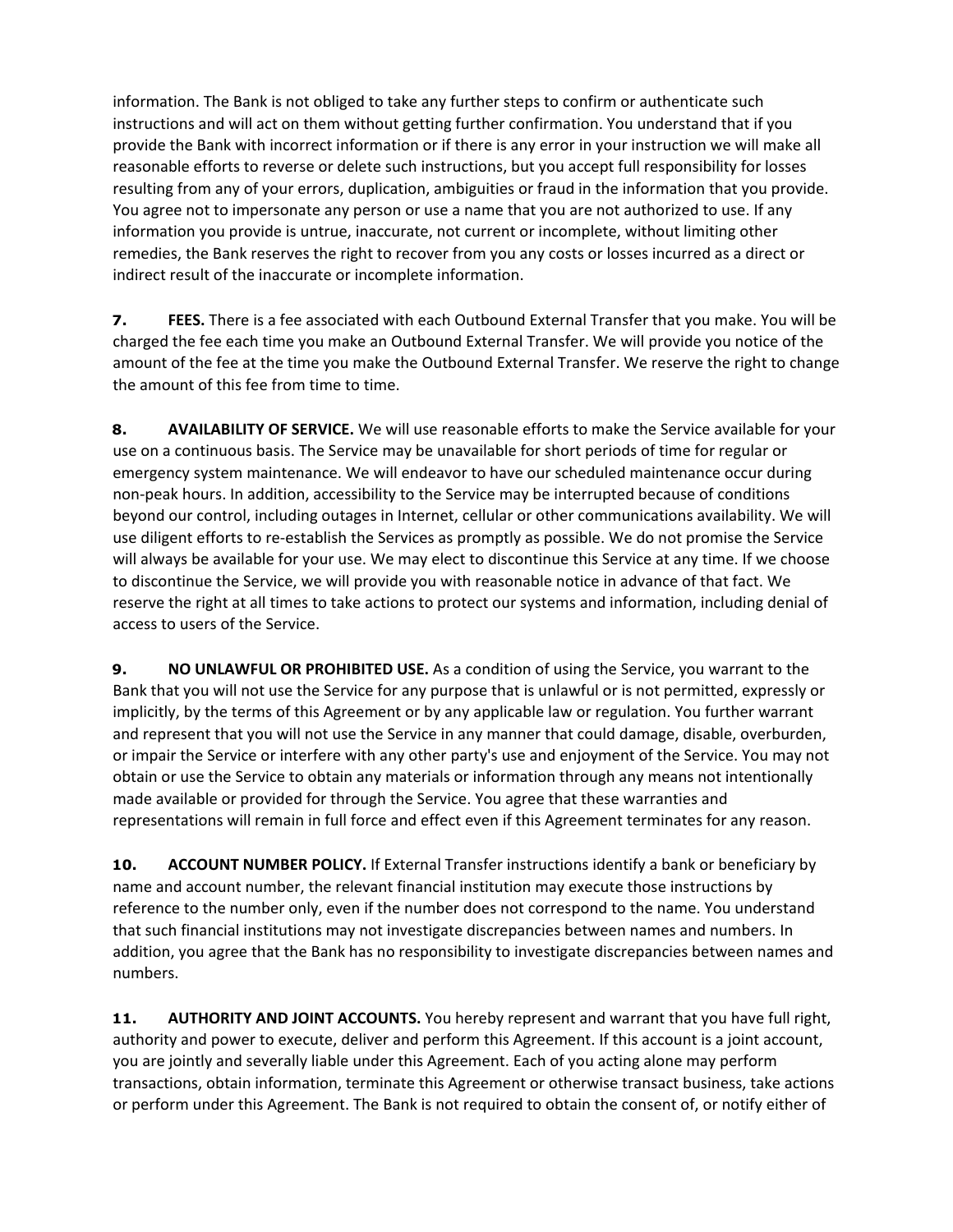information. The Bank is not obliged to take any further steps to confirm or authenticate such instructions and will act on them without getting further confirmation. You understand that if you provide the Bank with incorrect information or if there is any error in your instruction we will make all reasonable efforts to reverse or delete such instructions, but you accept full responsibility for losses resulting from any of your errors, duplication, ambiguities or fraud in the information that you provide. You agree not to impersonate any person or use a name that you are not authorized to use. If any information you provide is untrue, inaccurate, not current or incomplete, without limiting other remedies, the Bank reserves the right to recover from you any costs or losses incurred as a direct or indirect result of the inaccurate or incomplete information.

**7. FEES.** There is a fee associated with each Outbound External Transfer that you make. You will be charged the fee each time you make an Outbound External Transfer. We will provide you notice of the amount of the fee at the time you make the Outbound External Transfer. We reserve the right to change the amount of this fee from time to time.

**8. AVAILABILITY OF SERVICE.** We will use reasonable efforts to make the Service available for your use on a continuous basis. The Service may be unavailable for short periods of time for regular or emergency system maintenance. We will endeavor to have our scheduled maintenance occur during non-peak hours. In addition, accessibility to the Service may be interrupted because of conditions beyond our control, including outages in Internet, cellular or other communications availability. We will use diligent efforts to re-establish the Services as promptly as possible. We do not promise the Service will always be available for your use. We may elect to discontinue this Service at any time. If we choose to discontinue the Service, we will provide you with reasonable notice in advance of that fact. We reserve the right at all times to take actions to protect our systems and information, including denial of access to users of the Service.

**9. NO UNLAWFUL OR PROHIBITED USE.** As a condition of using the Service, you warrant to the Bank that you will not use the Service for any purpose that is unlawful or is not permitted, expressly or implicitly, by the terms of this Agreement or by any applicable law or regulation. You further warrant and represent that you will not use the Service in any manner that could damage, disable, overburden, or impair the Service or interfere with any other party's use and enjoyment of the Service. You may not obtain or use the Service to obtain any materials or information through any means not intentionally made available or provided for through the Service. You agree that these warranties and representations will remain in full force and effect even if this Agreement terminates for any reason.

**10. ACCOUNT NUMBER POLICY.** If External Transfer instructions identify a bank or beneficiary by name and account number, the relevant financial institution may execute those instructions by reference to the number only, even if the number does not correspond to the name. You understand that such financial institutions may not investigate discrepancies between names and numbers. In addition, you agree that the Bank has no responsibility to investigate discrepancies between names and numbers.

**11. AUTHORITY AND JOINT ACCOUNTS.** You hereby represent and warrant that you have full right, authority and power to execute, deliver and perform this Agreement. If this account is a joint account, you are jointly and severally liable under this Agreement. Each of you acting alone may perform transactions, obtain information, terminate this Agreement or otherwise transact business, take actions or perform under this Agreement. The Bank is not required to obtain the consent of, or notify either of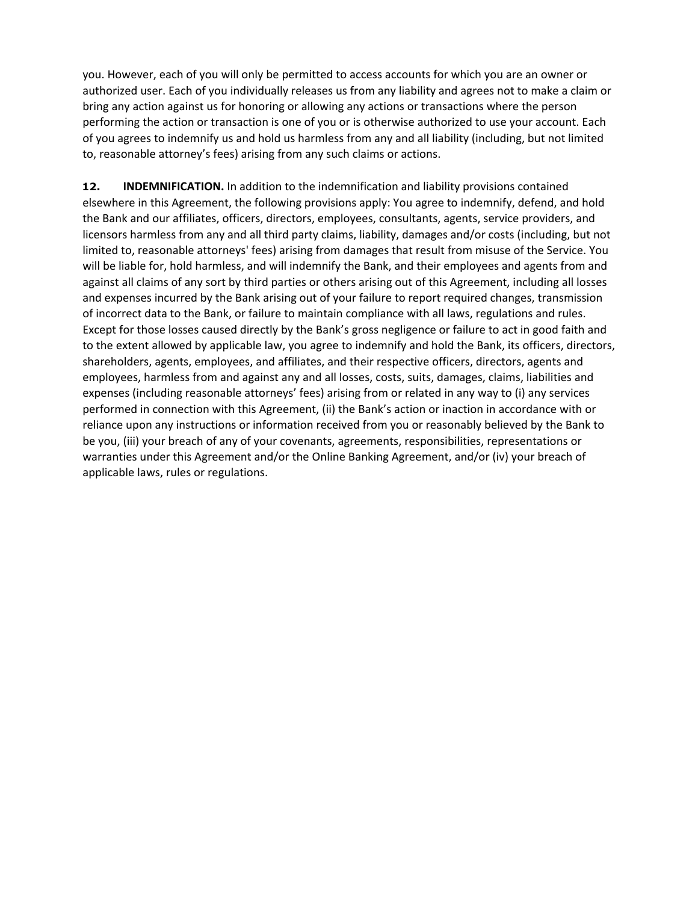you. However, each of you will only be permitted to access accounts for which you are an owner or authorized user. Each of you individually releases us from any liability and agrees not to make a claim or bring any action against us for honoring or allowing any actions or transactions where the person performing the action or transaction is one of you or is otherwise authorized to use your account. Each of you agrees to indemnify us and hold us harmless from any and all liability (including, but not limited to, reasonable attorney's fees) arising from any such claims or actions.

**12. INDEMNIFICATION.** In addition to the indemnification and liability provisions contained elsewhere in this Agreement, the following provisions apply: You agree to indemnify, defend, and hold the Bank and our affiliates, officers, directors, employees, consultants, agents, service providers, and licensors harmless from any and all third party claims, liability, damages and/or costs (including, but not limited to, reasonable attorneys' fees) arising from damages that result from misuse of the Service. You will be liable for, hold harmless, and will indemnify the Bank, and their employees and agents from and against all claims of any sort by third parties or others arising out of this Agreement, including all losses and expenses incurred by the Bank arising out of your failure to report required changes, transmission of incorrect data to the Bank, or failure to maintain compliance with all laws, regulations and rules. Except for those losses caused directly by the Bank's gross negligence or failure to act in good faith and to the extent allowed by applicable law, you agree to indemnify and hold the Bank, its officers, directors, shareholders, agents, employees, and affiliates, and their respective officers, directors, agents and employees, harmless from and against any and all losses, costs, suits, damages, claims, liabilities and expenses (including reasonable attorneys' fees) arising from or related in any way to (i) any services performed in connection with this Agreement, (ii) the Bank's action or inaction in accordance with or reliance upon any instructions or information received from you or reasonably believed by the Bank to be you, (iii) your breach of any of your covenants, agreements, responsibilities, representations or warranties under this Agreement and/or the Online Banking Agreement, and/or (iv) your breach of applicable laws, rules or regulations.